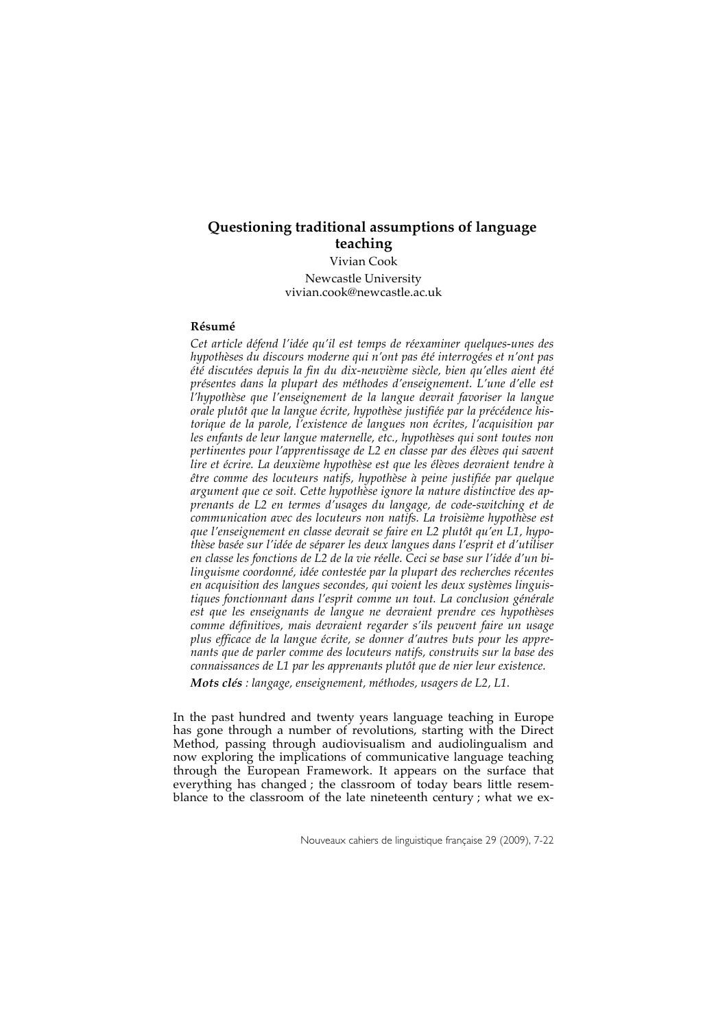# Questioning traditional assumptions of language teaching

Vivian Cook

Newcastle University
vivian.cook@newcastle.ac.uk

**Résumé**

*Cet article défend l'idée qu'il est temps de réexaminer quelques-unes des hypothèses du discours moderne qui n'ont pas été interrogées et n'ont pas été discutées depuis la fin du dix-neuvième siècle, bien qu'elles aient été présentes dans la plupart des méthodes d'enseignement. L'une d'elle est l'hypothèse que l'enseignement de la langue devrait favoriser la langue orale plutôt que la langue écrite, hypothèse justifiée par la précédence historique de la parole, l'existence de langues non écrites, l'acquisition par les enfants de leur langue maternelle, etc., hypothèses qui sont toutes non pertinentes pour l'apprentissage de L2 en classe par des élèves qui savent lire et écrire. La deuxième hypothèse est que les élèves devraient tendre à être comme des locuteurs natifs, hypothèse à peine justifiée par quelque argument que ce soit. Cette hypothèse ignore la nature distinctive des apprenants de L2 en termes d'usages du langage, de code-switching et de communication avec des locuteurs non natifs. La troisième hypothèse est que l'enseignement en classe devrait se faire en L2 plutôt qu'en L1, hypothèse basée sur l'idée de séparer les deux langues dans l'esprit et d'utiliser en classe les fonctions de L2 de la vie réelle. Ceci se base sur l'idée d'un bilinguisme coordonné, idée contestée par la plupart des recherches récentes en acquisition des langues secondes, qui voient les deux systèmes linguistiques fonctionnant dans l'esprit comme un tout. La conclusion générale est que les enseignants de langue ne devraient prendre ces hypothèses comme définitives, mais devraient regarder s'ils peuvent faire un usage plus efficace de la langue écrite, se donner d'autres buts pour les apprenants que de parler comme des locuteurs natifs, construits sur la base des connaissances de L1 par les apprenants plutôt que de nier leur existence.*

***Mots clés*** *: langage, enseignement, méthodes, usagers de L2, L1.*

In the past hundred and twenty years language teaching in Europe has gone through a number of revolutions, starting with the Direct Method, passing through audiovisualism and audiolingualism and now exploring the implications of communicative language teaching through the European Framework. It appears on the surface that everything has changed ; the classroom of today bears little resemblance to the classroom of the late nineteenth century ; what we ex-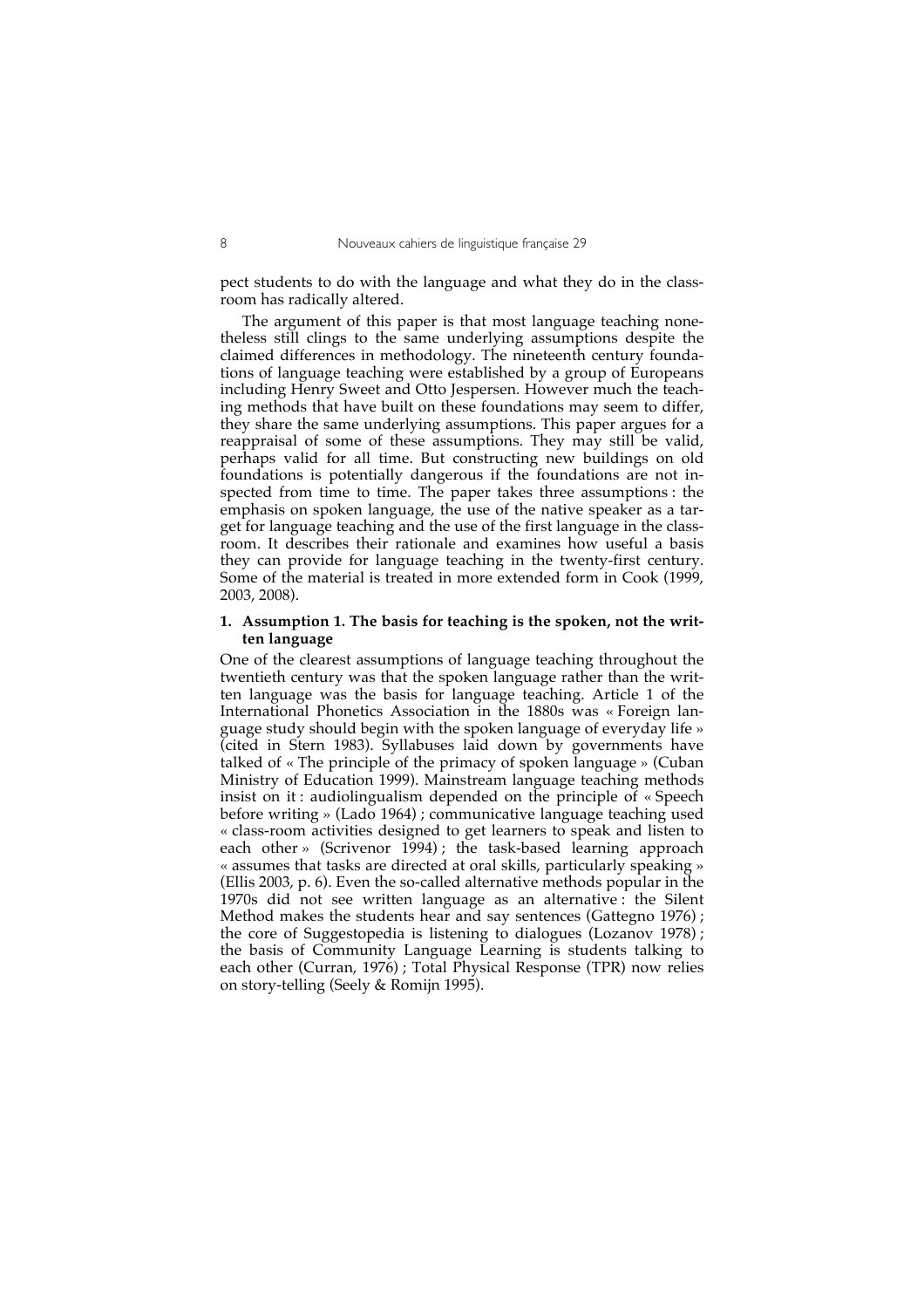pect students to do with the language and what they do in the classroom has radically altered.

The argument of this paper is that most language teaching nonetheless still clings to the same underlying assumptions despite the claimed differences in methodology. The nineteenth century foundations of language teaching were established by a group of Europeans including Henry Sweet and Otto Jespersen. However much the teaching methods that have built on these foundations may seem to differ, they share the same underlying assumptions. This paper argues for a reappraisal of some of these assumptions. They may still be valid, perhaps valid for all time. But constructing new buildings on old foundations is potentially dangerous if the foundations are not inspected from time to time. The paper takes three assumptions : the emphasis on spoken language, the use of the native speaker as a target for language teaching and the use of the first language in the classroom. It describes their rationale and examines how useful a basis they can provide for language teaching in the twenty-first century. Some of the material is treated in more extended form in Cook (1999, 2003, 2008).

## 1. Assumption 1. The basis for teaching is the spoken, not the written language

One of the clearest assumptions of language teaching throughout the twentieth century was that the spoken language rather than the written language was the basis for language teaching. Article 1 of the International Phonetics Association in the 1880s was « Foreign language study should begin with the spoken language of everyday life » (cited in Stern 1983). Syllabuses laid down by governments have talked of « The principle of the primacy of spoken language » (Cuban Ministry of Education 1999). Mainstream language teaching methods insist on it : audiolingualism depended on the principle of « Speech before writing » (Lado 1964) ; communicative language teaching used « class-room activities designed to get learners to speak and listen to each other » (Scrivenor 1994) ; the task-based learning approach « assumes that tasks are directed at oral skills, particularly speaking » (Ellis 2003, p. 6). Even the so-called alternative methods popular in the 1970s did not see written language as an alternative : the Silent Method makes the students hear and say sentences (Gattegno 1976) ; the core of Suggestopedia is listening to dialogues (Lozanov 1978) ; the basis of Community Language Learning is students talking to each other (Curran, 1976) ; Total Physical Response (TPR) now relies on story-telling (Seely & Romijn 1995).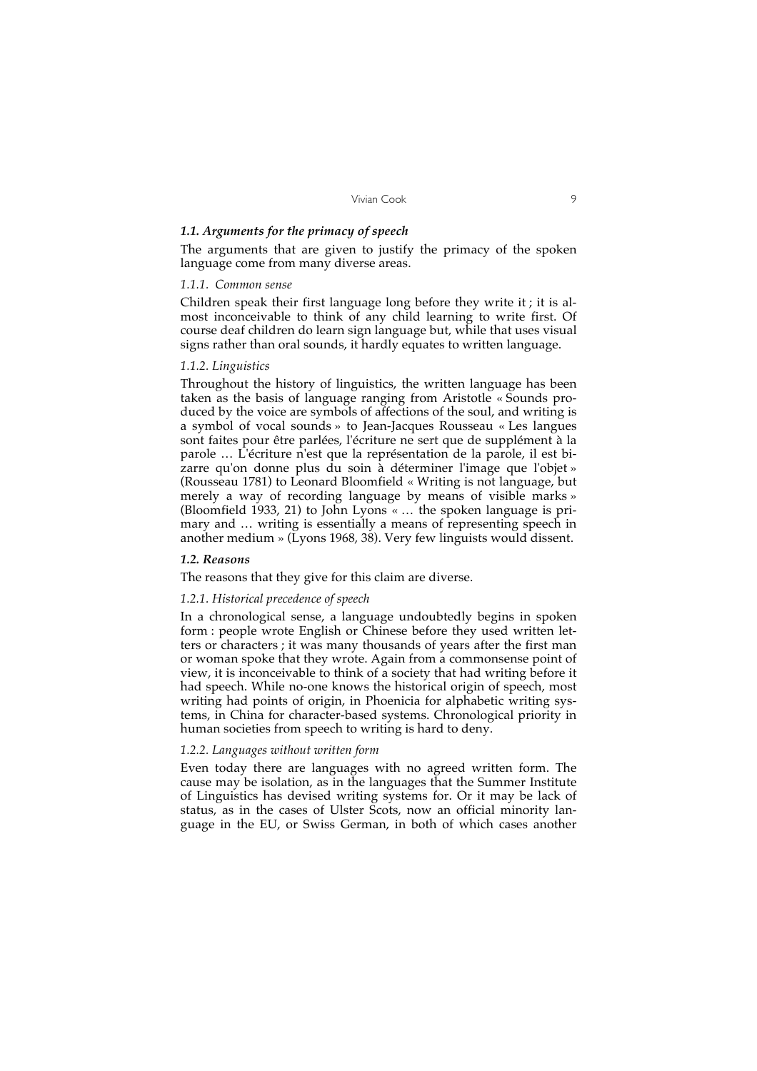### *1.1. Arguments for the primacy of speech*

The arguments that are given to justify the primacy of the spoken language come from many diverse areas.

#### *1.1.1. Common sense*

Children speak their first language long before they write it ; it is almost inconceivable to think of any child learning to write first. Of course deaf children do learn sign language but, while that uses visual signs rather than oral sounds, it hardly equates to written language.

#### *1.1.2. Linguistics*

Throughout the history of linguistics, the written language has been taken as the basis of language ranging from Aristotle « Sounds produced by the voice are symbols of affections of the soul, and writing is a symbol of vocal sounds » to Jean-Jacques Rousseau « Les langues sont faites pour être parlées, l'écriture ne sert que de supplément à la parole … L'écriture n'est que la représentation de la parole, il est bizarre qu'on donne plus du soin à déterminer l'image que l'objet » (Rousseau 1781) to Leonard Bloomfield « Writing is not language, but merely a way of recording language by means of visible marks » (Bloomfield 1933, 21) to John Lyons « … the spoken language is primary and … writing is essentially a means of representing speech in another medium » (Lyons 1968, 38). Very few linguists would dissent.

### *1.2. Reasons*

The reasons that they give for this claim are diverse.

#### *1.2.1. Historical precedence of speech*

In a chronological sense, a language undoubtedly begins in spoken form : people wrote English or Chinese before they used written letters or characters ; it was many thousands of years after the first man or woman spoke that they wrote. Again from a commonsense point of view, it is inconceivable to think of a society that had writing before it had speech. While no-one knows the historical origin of speech, most writing had points of origin, in Phoenicia for alphabetic writing systems, in China for character-based systems. Chronological priority in human societies from speech to writing is hard to deny.

#### *1.2.2. Languages without written form*

Even today there are languages with no agreed written form. The cause may be isolation, as in the languages that the Summer Institute of Linguistics has devised writing systems for. Or it may be lack of status, as in the cases of Ulster Scots, now an official minority language in the EU, or Swiss German, in both of which cases another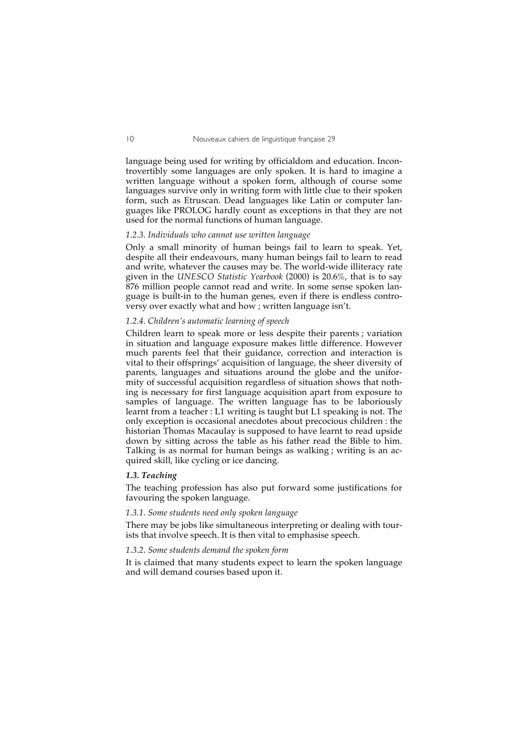language being used for writing by officialdom and education. Incontrovertibly some languages are only spoken. It is hard to imagine a written language without a spoken form, although of course some languages survive only in writing form with little clue to their spoken form, such as Etruscan. Dead languages like Latin or computer languages like PROLOG hardly count as exceptions in that they are not used for the normal functions of human language.

*1.2.3. Individuals who cannot use written language*

Only a small minority of human beings fail to learn to speak. Yet, despite all their endeavours, many human beings fail to learn to read and write, whatever the causes may be. The world-wide illiteracy rate given in the *UNESCO Statistic Yearbook* (2000) is 20.6%, that is to say 876 million people cannot read and write. In some sense spoken language is built-in to the human genes, even if there is endless controversy over exactly what and how ; written language isn't.

*1.2.4. Children's automatic learning of speech*

Children learn to speak more or less despite their parents ; variation in situation and language exposure makes little difference. However much parents feel that their guidance, correction and interaction is vital to their offsprings' acquisition of language, the sheer diversity of parents, languages and situations around the globe and the uniformity of successful acquisition regardless of situation shows that nothing is necessary for first language acquisition apart from exposure to samples of language. The written language has to be laboriously learnt from a teacher : L1 writing is taught but L1 speaking is not. The only exception is occasional anecdotes about precocious children : the historian Thomas Macaulay is supposed to have learnt to read upside down by sitting across the table as his father read the Bible to him. Talking is as normal for human beings as walking ; writing is an acquired skill, like cycling or ice dancing.

***1.3. Teaching***

The teaching profession has also put forward some justifications for favouring the spoken language.

*1.3.1. Some students need only spoken language*

There may be jobs like simultaneous interpreting or dealing with tourists that involve speech. It is then vital to emphasise speech.

*1.3.2. Some students demand the spoken form*

It is claimed that many students expect to learn the spoken language and will demand courses based upon it.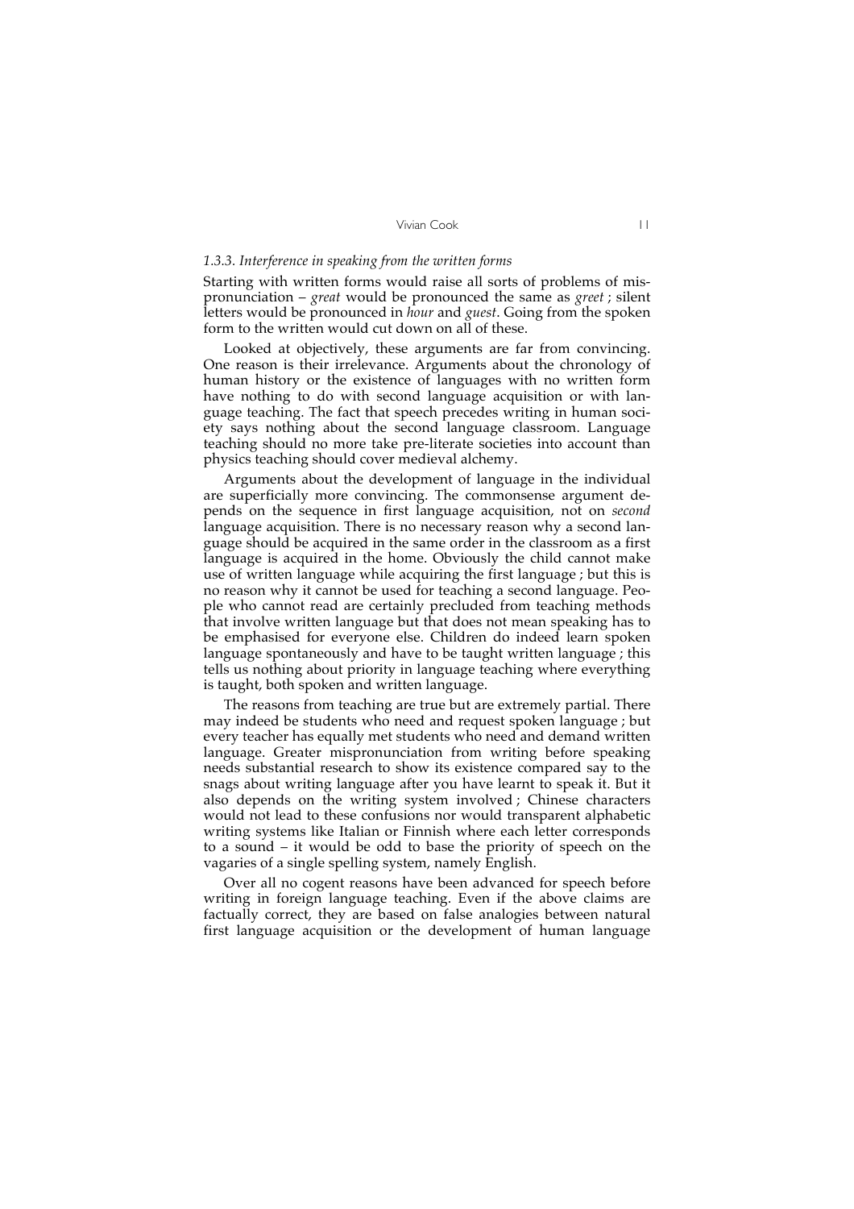### *1.3.3. Interference in speaking from the written forms*

Starting with written forms would raise all sorts of problems of mispronunciation – *great* would be pronounced the same as *greet* ; silent letters would be pronounced in *hour* and *guest*. Going from the spoken form to the written would cut down on all of these.

Looked at objectively, these arguments are far from convincing. One reason is their irrelevance. Arguments about the chronology of human history or the existence of languages with no written form have nothing to do with second language acquisition or with language teaching. The fact that speech precedes writing in human society says nothing about the second language classroom. Language teaching should no more take pre-literate societies into account than physics teaching should cover medieval alchemy.

Arguments about the development of language in the individual are superficially more convincing. The commonsense argument depends on the sequence in first language acquisition, not on *second* language acquisition. There is no necessary reason why a second language should be acquired in the same order in the classroom as a first language is acquired in the home. Obviously the child cannot make use of written language while acquiring the first language ; but this is no reason why it cannot be used for teaching a second language. People who cannot read are certainly precluded from teaching methods that involve written language but that does not mean speaking has to be emphasised for everyone else. Children do indeed learn spoken language spontaneously and have to be taught written language ; this tells us nothing about priority in language teaching where everything is taught, both spoken and written language.

The reasons from teaching are true but are extremely partial. There may indeed be students who need and request spoken language ; but every teacher has equally met students who need and demand written language. Greater mispronunciation from writing before speaking needs substantial research to show its existence compared say to the snags about writing language after you have learnt to speak it. But it also depends on the writing system involved ; Chinese characters would not lead to these confusions nor would transparent alphabetic writing systems like Italian or Finnish where each letter corresponds to a sound – it would be odd to base the priority of speech on the vagaries of a single spelling system, namely English.

Over all no cogent reasons have been advanced for speech before writing in foreign language teaching. Even if the above claims are factually correct, they are based on false analogies between natural first language acquisition or the development of human language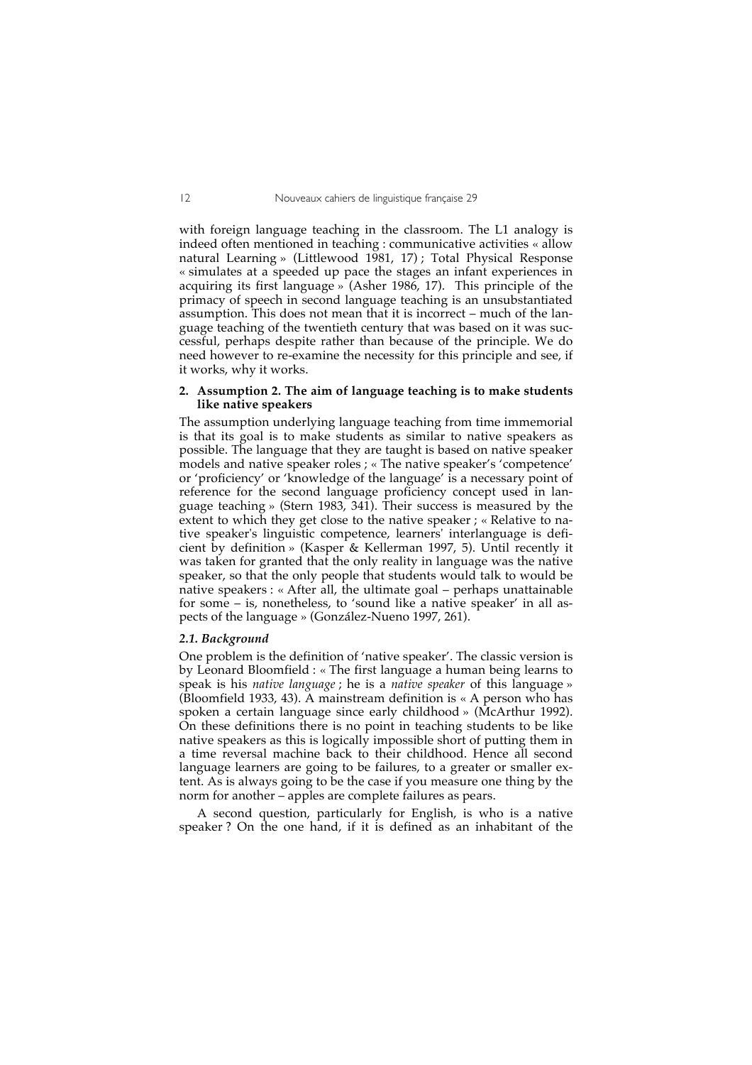with foreign language teaching in the classroom. The L1 analogy is indeed often mentioned in teaching : communicative activities « allow natural Learning » (Littlewood 1981, 17) ; Total Physical Response « simulates at a speeded up pace the stages an infant experiences in acquiring its first language » (Asher 1986, 17). This principle of the primacy of speech in second language teaching is an unsubstantiated assumption. This does not mean that it is incorrect – much of the language teaching of the twentieth century that was based on it was successful, perhaps despite rather than because of the principle. We do need however to re-examine the necessity for this principle and see, if it works, why it works.

## 2. Assumption 2. The aim of language teaching is to make students like native speakers

The assumption underlying language teaching from time immemorial is that its goal is to make students as similar to native speakers as possible. The language that they are taught is based on native speaker models and native speaker roles ; « The native speaker's 'competence' or 'proficiency' or 'knowledge of the language' is a necessary point of reference for the second language proficiency concept used in language teaching » (Stern 1983, 341). Their success is measured by the extent to which they get close to the native speaker ; « Relative to native speaker's linguistic competence, learners' interlanguage is deficient by definition » (Kasper & Kellerman 1997, 5). Until recently it was taken for granted that the only reality in language was the native speaker, so that the only people that students would talk to would be native speakers : « After all, the ultimate goal – perhaps unattainable for some – is, nonetheless, to 'sound like a native speaker' in all aspects of the language » (González-Nueno 1997, 261).

### *2.1. Background*

One problem is the definition of 'native speaker'. The classic version is by Leonard Bloomfield : « The first language a human being learns to speak is his *native language* ; he is a *native speaker* of this language » (Bloomfield 1933, 43). A mainstream definition is « A person who has spoken a certain language since early childhood » (McArthur 1992). On these definitions there is no point in teaching students to be like native speakers as this is logically impossible short of putting them in a time reversal machine back to their childhood. Hence all second language learners are going to be failures, to a greater or smaller extent. As is always going to be the case if you measure one thing by the norm for another – apples are complete failures as pears.

A second question, particularly for English, is who is a native speaker ? On the one hand, if it is defined as an inhabitant of the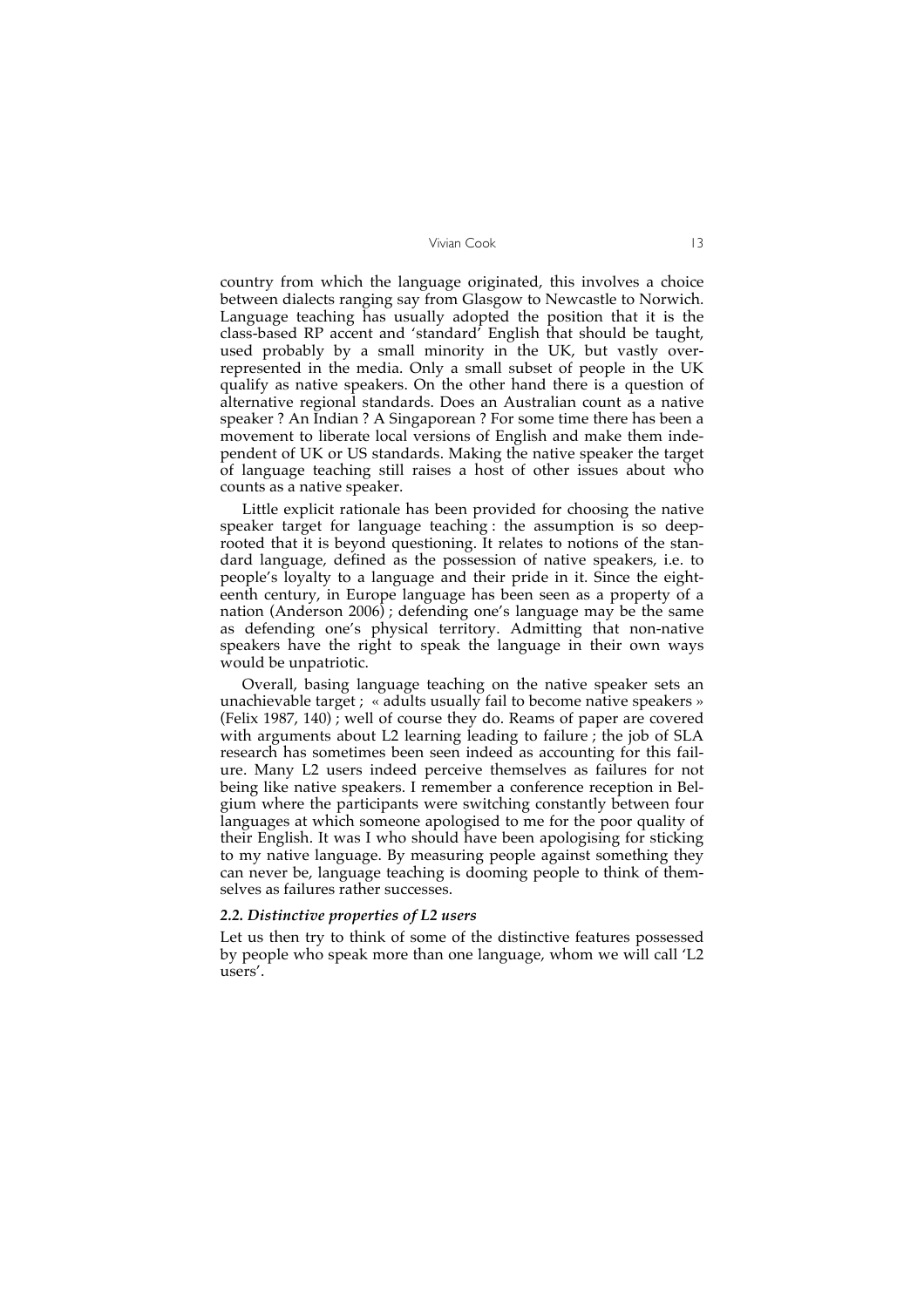country from which the language originated, this involves a choice between dialects ranging say from Glasgow to Newcastle to Norwich. Language teaching has usually adopted the position that it is the class-based RP accent and 'standard' English that should be taught, used probably by a small minority in the UK, but vastly over-represented in the media. Only a small subset of people in the UK qualify as native speakers. On the other hand there is a question of alternative regional standards. Does an Australian count as a native speaker ? An Indian ? A Singaporean ? For some time there has been a movement to liberate local versions of English and make them independent of UK or US standards. Making the native speaker the target of language teaching still raises a host of other issues about who counts as a native speaker.

Little explicit rationale has been provided for choosing the native speaker target for language teaching : the assumption is so deep-rooted that it is beyond questioning. It relates to notions of the standard language, defined as the possession of native speakers, i.e. to people's loyalty to a language and their pride in it. Since the eighteenth century, in Europe language has been seen as a property of a nation (Anderson 2006) ; defending one's language may be the same as defending one's physical territory. Admitting that non-native speakers have the right to speak the language in their own ways would be unpatriotic.

Overall, basing language teaching on the native speaker sets an unachievable target ; « adults usually fail to become native speakers » (Felix 1987, 140) ; well of course they do. Reams of paper are covered with arguments about L2 learning leading to failure ; the job of SLA research has sometimes been seen indeed as accounting for this failure. Many L2 users indeed perceive themselves as failures for not being like native speakers. I remember a conference reception in Belgium where the participants were switching constantly between four languages at which someone apologised to me for the poor quality of their English. It was I who should have been apologising for sticking to my native language. By measuring people against something they can never be, language teaching is dooming people to think of themselves as failures rather successes.

### *2.2. Distinctive properties of L2 users*

Let us then try to think of some of the distinctive features possessed by people who speak more than one language, whom we will call 'L2 users'.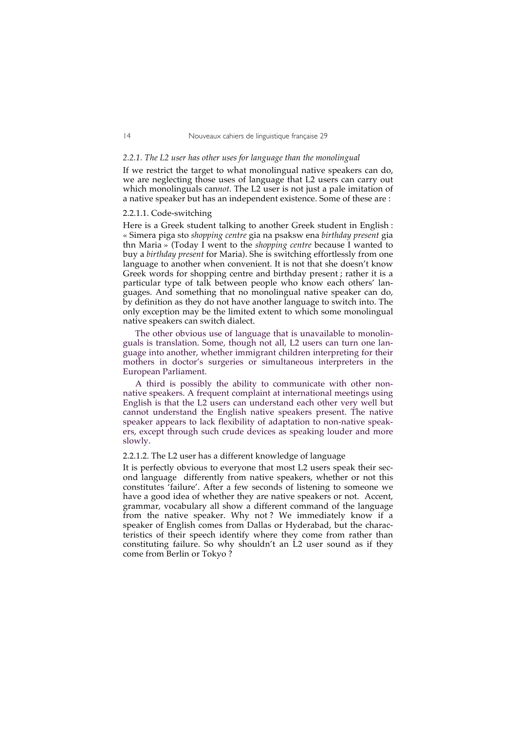### *2.2.1. The L2 user has other uses for language than the monolingual*

If we restrict the target to what monolingual native speakers can do, we are neglecting those uses of language that L2 users can carry out which monolinguals can*not*. The L2 user is not just a pale imitation of a native speaker but has an independent existence. Some of these are :

#### 2.2.1.1. Code-switching

Here is a Greek student talking to another Greek student in English : « Simera piga sto *shopping centre* gia na psaksw ena *birthday present* gia thn Maria » (Today I went to the *shopping centre* because I wanted to buy a *birthday present* for Maria). She is switching effortlessly from one language to another when convenient. It is not that she doesn't know Greek words for shopping centre and birthday present ; rather it is a particular type of talk between people who know each others' languages. And something that no monolingual native speaker can do, by definition as they do not have another language to switch into. The only exception may be the limited extent to which some monolingual native speakers can switch dialect.

The other obvious use of language that is unavailable to monolinguals is translation. Some, though not all, L2 users can turn one language into another, whether immigrant children interpreting for their mothers in doctor's surgeries or simultaneous interpreters in the European Parliament.

A third is possibly the ability to communicate with other non-native speakers. A frequent complaint at international meetings using English is that the L2 users can understand each other very well but cannot understand the English native speakers present. The native speaker appears to lack flexibility of adaptation to non-native speakers, except through such crude devices as speaking louder and more slowly.

#### 2.2.1.2. The L2 user has a different knowledge of language

It is perfectly obvious to everyone that most L2 users speak their second language differently from native speakers, whether or not this constitutes 'failure'. After a few seconds of listening to someone we have a good idea of whether they are native speakers or not. Accent, grammar, vocabulary all show a different command of the language from the native speaker. Why not ? We immediately know if a speaker of English comes from Dallas or Hyderabad, but the characteristics of their speech identify where they come from rather than constituting failure. So why shouldn't an L2 user sound as if they come from Berlin or Tokyo ?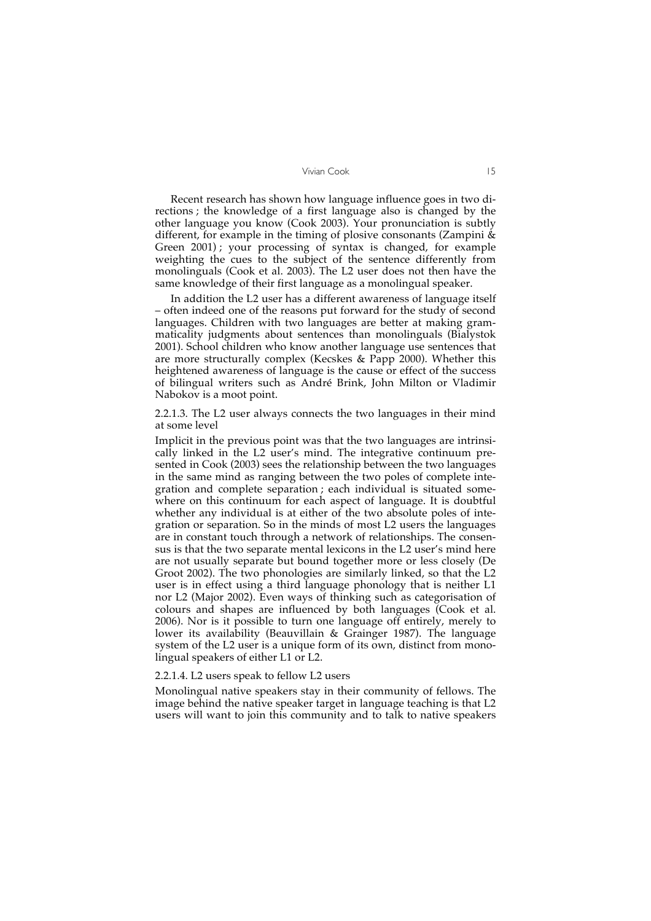Recent research has shown how language influence goes in two directions ; the knowledge of a first language also is changed by the other language you know (Cook 2003). Your pronunciation is subtly different, for example in the timing of plosive consonants (Zampini & Green 2001) ; your processing of syntax is changed, for example weighting the cues to the subject of the sentence differently from monolinguals (Cook et al. 2003). The L2 user does not then have the same knowledge of their first language as a monolingual speaker.

In addition the L2 user has a different awareness of language itself – often indeed one of the reasons put forward for the study of second languages. Children with two languages are better at making grammaticality judgments about sentences than monolinguals (Bialystok 2001). School children who know another language use sentences that are more structurally complex (Kecskes & Papp 2000). Whether this heightened awareness of language is the cause or effect of the success of bilingual writers such as André Brink, John Milton or Vladimir Nabokov is a moot point.

#### 2.2.1.3. The L2 user always connects the two languages in their mind at some level

Implicit in the previous point was that the two languages are intrinsically linked in the L2 user's mind. The integrative continuum presented in Cook (2003) sees the relationship between the two languages in the same mind as ranging between the two poles of complete integration and complete separation ; each individual is situated somewhere on this continuum for each aspect of language. It is doubtful whether any individual is at either of the two absolute poles of integration or separation. So in the minds of most L2 users the languages are in constant touch through a network of relationships. The consensus is that the two separate mental lexicons in the L2 user's mind here are not usually separate but bound together more or less closely (De Groot 2002). The two phonologies are similarly linked, so that the L2 user is in effect using a third language phonology that is neither L1 nor L2 (Major 2002). Even ways of thinking such as categorisation of colours and shapes are influenced by both languages (Cook et al. 2006). Nor is it possible to turn one language off entirely, merely to lower its availability (Beauvillain & Grainger 1987). The language system of the L2 user is a unique form of its own, distinct from monolingual speakers of either L1 or L2.

#### 2.2.1.4. L2 users speak to fellow L2 users

Monolingual native speakers stay in their community of fellows. The image behind the native speaker target in language teaching is that L2 users will want to join this community and to talk to native speakers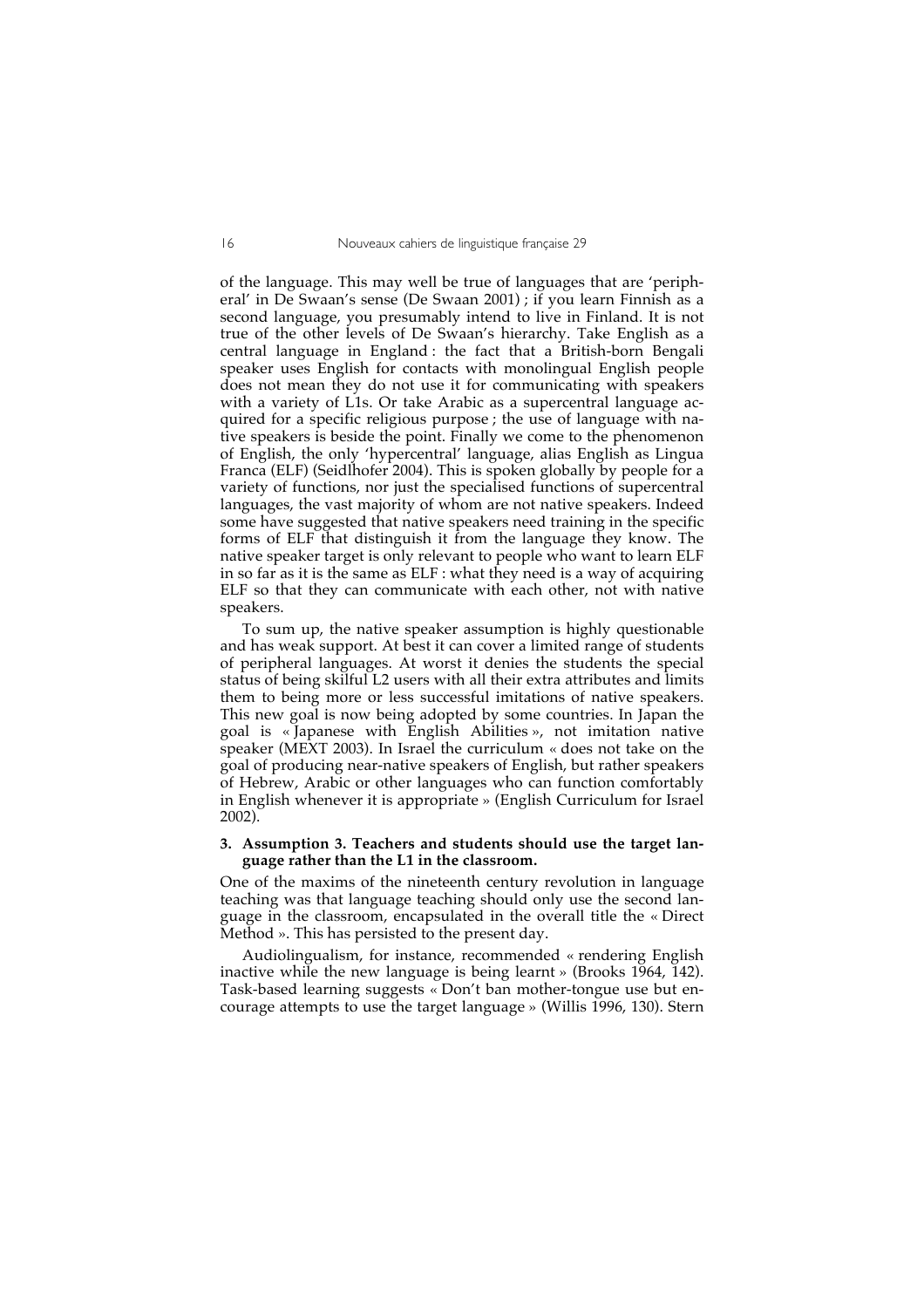of the language. This may well be true of languages that are 'peripheral' in De Swaan's sense (De Swaan 2001) ; if you learn Finnish as a second language, you presumably intend to live in Finland. It is not true of the other levels of De Swaan's hierarchy. Take English as a central language in England : the fact that a British-born Bengali speaker uses English for contacts with monolingual English people does not mean they do not use it for communicating with speakers with a variety of L1s. Or take Arabic as a supercentral language acquired for a specific religious purpose ; the use of language with native speakers is beside the point. Finally we come to the phenomenon of English, the only 'hypercentral' language, alias English as Lingua Franca (ELF) (Seidlhofer 2004). This is spoken globally by people for a variety of functions, nor just the specialised functions of supercentral languages, the vast majority of whom are not native speakers. Indeed some have suggested that native speakers need training in the specific forms of ELF that distinguish it from the language they know. The native speaker target is only relevant to people who want to learn ELF in so far as it is the same as ELF : what they need is a way of acquiring ELF so that they can communicate with each other, not with native speakers.

To sum up, the native speaker assumption is highly questionable and has weak support. At best it can cover a limited range of students of peripheral languages. At worst it denies the students the special status of being skilful L2 users with all their extra attributes and limits them to being more or less successful imitations of native speakers. This new goal is now being adopted by some countries. In Japan the goal is « Japanese with English Abilities », not imitation native speaker (MEXT 2003). In Israel the curriculum « does not take on the goal of producing near-native speakers of English, but rather speakers of Hebrew, Arabic or other languages who can function comfortably in English whenever it is appropriate » (English Curriculum for Israel 2002).

### 3. Assumption 3. Teachers and students should use the target language rather than the L1 in the classroom.

One of the maxims of the nineteenth century revolution in language teaching was that language teaching should only use the second language in the classroom, encapsulated in the overall title the « Direct Method ». This has persisted to the present day.

Audiolingualism, for instance, recommended « rendering English inactive while the new language is being learnt » (Brooks 1964, 142). Task-based learning suggests « Don't ban mother-tongue use but encourage attempts to use the target language » (Willis 1996, 130). Stern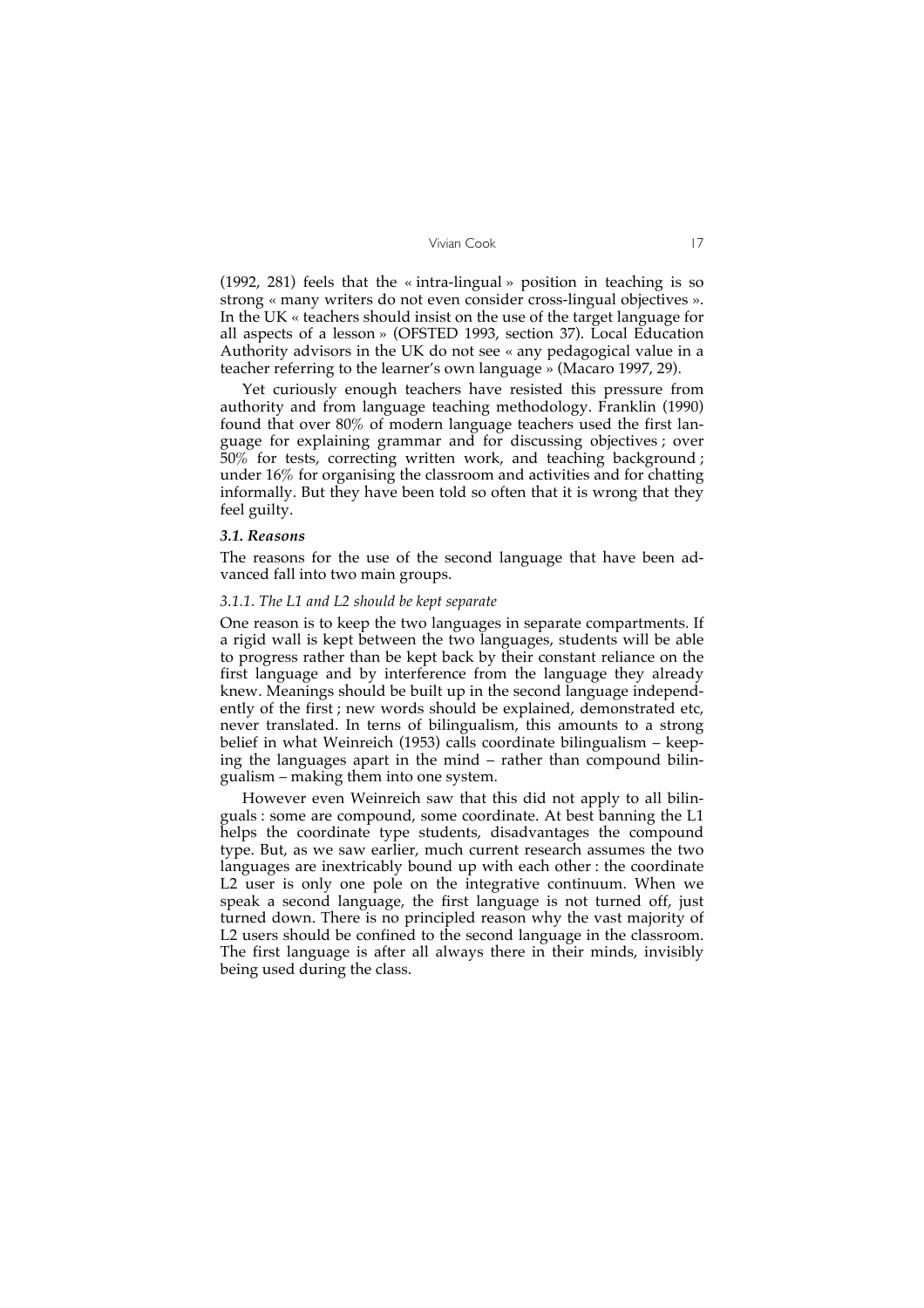(1992, 281) feels that the « intra-lingual » position in teaching is so strong « many writers do not even consider cross-lingual objectives ». In the UK « teachers should insist on the use of the target language for all aspects of a lesson » (OFSTED 1993, section 37). Local Education Authority advisors in the UK do not see « any pedagogical value in a teacher referring to the learner's own language » (Macaro 1997, 29).

Yet curiously enough teachers have resisted this pressure from authority and from language teaching methodology. Franklin (1990) found that over 80% of modern language teachers used the first language for explaining grammar and for discussing objectives ; over 50% for tests, correcting written work, and teaching background ; under 16% for organising the classroom and activities and for chatting informally. But they have been told so often that it is wrong that they feel guilty.

### *3.1. Reasons*

The reasons for the use of the second language that have been advanced fall into two main groups.

#### *3.1.1. The L1 and L2 should be kept separate*

One reason is to keep the two languages in separate compartments. If a rigid wall is kept between the two languages, students will be able to progress rather than be kept back by their constant reliance on the first language and by interference from the language they already knew. Meanings should be built up in the second language independently of the first ; new words should be explained, demonstrated etc, never translated. In terns of bilingualism, this amounts to a strong belief in what Weinreich (1953) calls coordinate bilingualism – keeping the languages apart in the mind – rather than compound bilingualism – making them into one system.

However even Weinreich saw that this did not apply to all bilinguals : some are compound, some coordinate. At best banning the L1 helps the coordinate type students, disadvantages the compound type. But, as we saw earlier, much current research assumes the two languages are inextricably bound up with each other : the coordinate L2 user is only one pole on the integrative continuum. When we speak a second language, the first language is not turned off, just turned down. There is no principled reason why the vast majority of L2 users should be confined to the second language in the classroom. The first language is after all always there in their minds, invisibly being used during the class.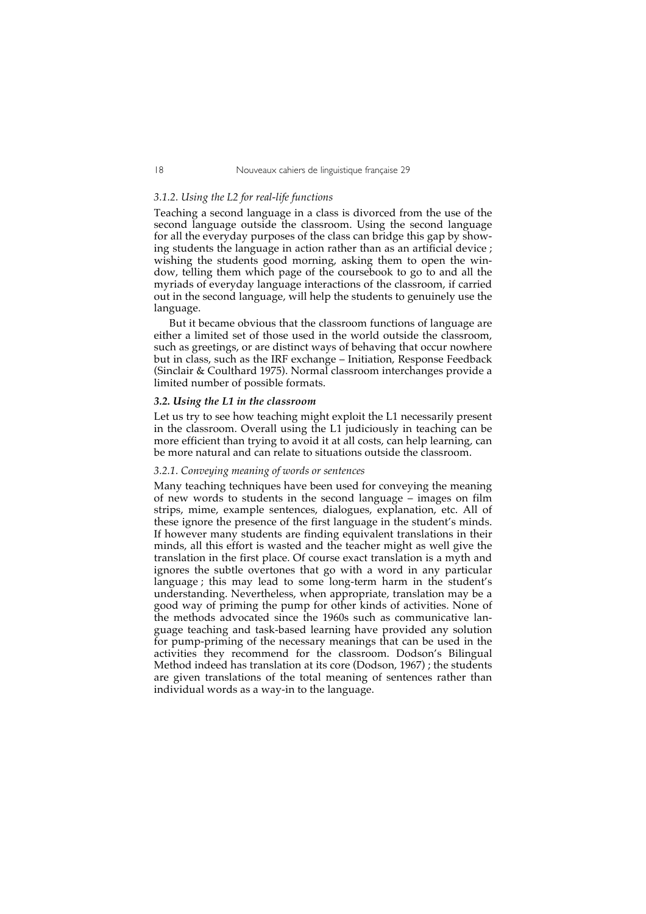#### *3.1.2. Using the L2 for real-life functions*

Teaching a second language in a class is divorced from the use of the second language outside the classroom. Using the second language for all the everyday purposes of the class can bridge this gap by showing students the language in action rather than as an artificial device ; wishing the students good morning, asking them to open the window, telling them which page of the coursebook to go to and all the myriads of everyday language interactions of the classroom, if carried out in the second language, will help the students to genuinely use the language.

But it became obvious that the classroom functions of language are either a limited set of those used in the world outside the classroom, such as greetings, or are distinct ways of behaving that occur nowhere but in class, such as the IRF exchange – Initiation, Response Feedback (Sinclair & Coulthard 1975). Normal classroom interchanges provide a limited number of possible formats.

### *3.2. Using the L1 in the classroom*

Let us try to see how teaching might exploit the L1 necessarily present in the classroom. Overall using the L1 judiciously in teaching can be more efficient than trying to avoid it at all costs, can help learning, can be more natural and can relate to situations outside the classroom.

#### *3.2.1. Conveying meaning of words or sentences*

Many teaching techniques have been used for conveying the meaning of new words to students in the second language – images on film strips, mime, example sentences, dialogues, explanation, etc. All of these ignore the presence of the first language in the student's minds. If however many students are finding equivalent translations in their minds, all this effort is wasted and the teacher might as well give the translation in the first place. Of course exact translation is a myth and ignores the subtle overtones that go with a word in any particular language ; this may lead to some long-term harm in the student's understanding. Nevertheless, when appropriate, translation may be a good way of priming the pump for other kinds of activities. None of the methods advocated since the 1960s such as communicative language teaching and task-based learning have provided any solution for pump-priming of the necessary meanings that can be used in the activities they recommend for the classroom. Dodson's Bilingual Method indeed has translation at its core (Dodson, 1967) ; the students are given translations of the total meaning of sentences rather than individual words as a way-in to the language.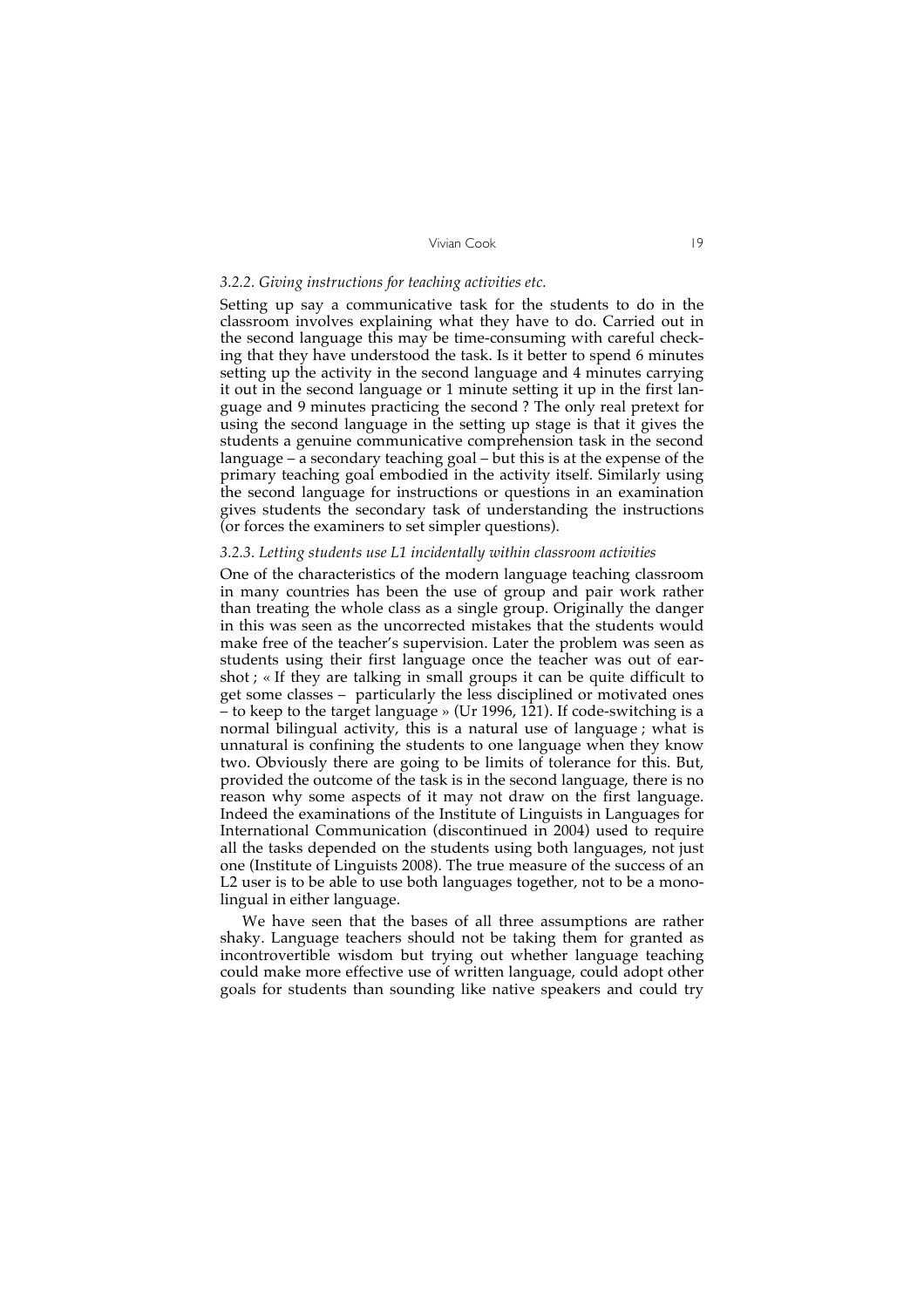#### *3.2.2. Giving instructions for teaching activities etc.*

Setting up say a communicative task for the students to do in the classroom involves explaining what they have to do. Carried out in the second language this may be time-consuming with careful checking that they have understood the task. Is it better to spend 6 minutes setting up the activity in the second language and 4 minutes carrying it out in the second language or 1 minute setting it up in the first language and 9 minutes practicing the second ? The only real pretext for using the second language in the setting up stage is that it gives the students a genuine communicative comprehension task in the second language – a secondary teaching goal – but this is at the expense of the primary teaching goal embodied in the activity itself. Similarly using the second language for instructions or questions in an examination gives students the secondary task of understanding the instructions (or forces the examiners to set simpler questions).

#### *3.2.3. Letting students use L1 incidentally within classroom activities*

One of the characteristics of the modern language teaching classroom in many countries has been the use of group and pair work rather than treating the whole class as a single group. Originally the danger in this was seen as the uncorrected mistakes that the students would make free of the teacher's supervision. Later the problem was seen as students using their first language once the teacher was out of earshot ; « If they are talking in small groups it can be quite difficult to get some classes – particularly the less disciplined or motivated ones – to keep to the target language » (Ur 1996, 121). If code-switching is a normal bilingual activity, this is a natural use of language ; what is unnatural is confining the students to one language when they know two. Obviously there are going to be limits of tolerance for this. But, provided the outcome of the task is in the second language, there is no reason why some aspects of it may not draw on the first language. Indeed the examinations of the Institute of Linguists in Languages for International Communication (discontinued in 2004) used to require all the tasks depended on the students using both languages, not just one (Institute of Linguists 2008). The true measure of the success of an L2 user is to be able to use both languages together, not to be a monolingual in either language.

We have seen that the bases of all three assumptions are rather shaky. Language teachers should not be taking them for granted as incontrovertible wisdom but trying out whether language teaching could make more effective use of written language, could adopt other goals for students than sounding like native speakers and could try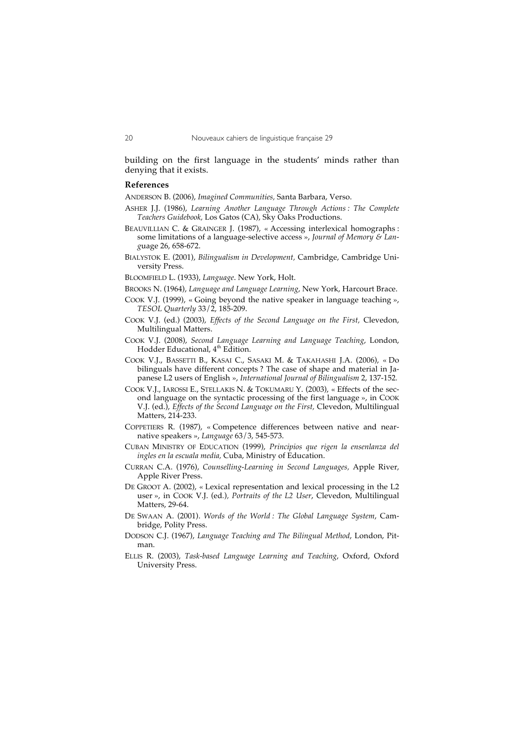building on the first language in the students' minds rather than denying that it exists.

**References**

ANDERSON B. (2006), *Imagined Communities,* Santa Barbara, Verso.

ASHER J.J. (1986), *Learning Another Language Through Actions : The Complete Teachers Guidebook,* Los Gatos (CA), Sky Oaks Productions.

BEAUVILLIAN C. & GRAINGER J. (1987), « Accessing interlexical homographs : some limitations of a language-selective access », *Journal of Memory & Language* 26, 658-672.

BIALYSTOK E. (2001), *Bilingualism in Development,* Cambridge, Cambridge University Press.

BLOOMFIELD L. (1933), *Language*. New York, Holt.

BROOKS N. (1964), *Language and Language Learning,* New York, Harcourt Brace.

COOK V.J. (1999), « Going beyond the native speaker in language teaching », *TESOL Quarterly* 33/2, 185-209.

COOK V.J. (ed.) (2003), *Effects of the Second Language on the First,* Clevedon, Multilingual Matters.

COOK V.J. (2008), *Second Language Learning and Language Teaching*, London, Hodder Educational, 4th Edition.

COOK V.J., BASSETTI B., KASAI C., SASAKI M. & TAKAHASHI J.A. (2006), « Do bilinguals have different concepts ? The case of shape and material in Japanese L2 users of English », *International Journal of Bilingualism* 2, 137-152.

COOK V.J., IAROSSI E., STELLAKIS N. & TOKUMARU Y. (2003), « Effects of the second language on the syntactic processing of the first language », in COOK V.J. (ed.), *Effects of the Second Language on the First,* Clevedon, Multilingual Matters, 214-233.

COPPETIERS R. (1987), « Competence differences between native and near-native speakers », *Language* 63/3, 545-573.

CUBAN MINISTRY OF EDUCATION (1999), *Principios que rigen la ensenlanza del ingles en la escuala media,* Cuba, Ministry of Education.

CURRAN C.A. (1976), *Counselling-Learning in Second Languages,* Apple River, Apple River Press.

DE GROOT A. (2002), « Lexical representation and lexical processing in the L2 user », in COOK V.J. (ed.)*, Portraits of the L2 User*, Clevedon, Multilingual Matters, 29-64.

DE SWAAN A. (2001). *Words of the World : The Global Language System*, Cambridge, Polity Press.

DODSON C.J. (1967), *Language Teaching and The Bilingual Method*, London, Pitman.

ELLIS R. (2003), *Task-based Language Learning and Teaching*, Oxford, Oxford University Press.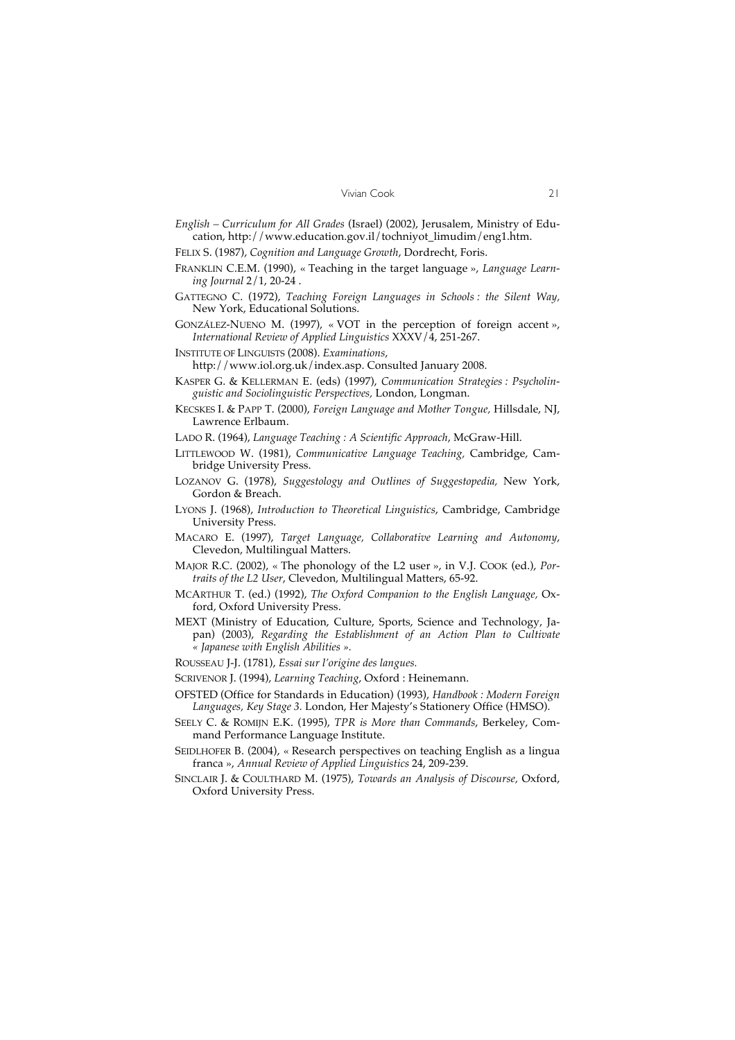*English – Curriculum for All Grades* (Israel) (2002), Jerusalem, Ministry of Education, http://www.education.gov.il/tochniyot_limudim/eng1.htm.

FELIX S. (1987), *Cognition and Language Growth*, Dordrecht, Foris.

FRANKLIN C.E.M. (1990), « Teaching in the target language », *Language Learning Journal* 2/1, 20-24 .

GATTEGNO C. (1972), *Teaching Foreign Languages in Schools : the Silent Way,* New York, Educational Solutions.

GONZÁLEZ-NUENO M. (1997), « VOT in the perception of foreign accent », *International Review of Applied Linguistics* XXXV/4, 251-267.

INSTITUTE OF LINGUISTS (2008). *Examinations*, http://www.iol.org.uk/index.asp. Consulted January 2008.

KASPER G. & KELLERMAN E. (eds) (1997), *Communication Strategies : Psycholinguistic and Sociolinguistic Perspectives,* London, Longman.

KECSKES I. & PAPP T. (2000), *Foreign Language and Mother Tongue,* Hillsdale, NJ, Lawrence Erlbaum.

LADO R. (1964), *Language Teaching : A Scientific Approach*, McGraw-Hill.

LITTLEWOOD W. (1981), *Communicative Language Teaching,* Cambridge, Cambridge University Press.

LOZANOV G. (1978), *Suggestology and Outlines of Suggestopedia,* New York, Gordon & Breach.

LYONS J. (1968), *Introduction to Theoretical Linguistics*, Cambridge, Cambridge University Press.

MACARO E. (1997), *Target Language, Collaborative Learning and Autonomy*, Clevedon, Multilingual Matters.

MAJOR R.C. (2002), « The phonology of the L2 user », in V.J. COOK (ed.), *Portraits of the L2 User*, Clevedon, Multilingual Matters, 65-92.

MCARTHUR T. (ed.) (1992), *The Oxford Companion to the English Language,* Oxford, Oxford University Press.

MEXT (Ministry of Education, Culture, Sports, Science and Technology, Japan) (2003), *Regarding the Establishment of an Action Plan to Cultivate « Japanese with English Abilities ».*

ROUSSEAU J-J. (1781), *Essai sur l'origine des langues.*

SCRIVENOR J. (1994), *Learning Teaching*, Oxford : Heinemann.

OFSTED (Office for Standards in Education) (1993), *Handbook : Modern Foreign Languages, Key Stage 3.* London, Her Majesty's Stationery Office (HMSO).

SEELY C. & ROMIJN E.K. (1995), *TPR is More than Commands*, Berkeley, Command Performance Language Institute.

SEIDLHOFER B. (2004), « Research perspectives on teaching English as a lingua franca », *Annual Review of Applied Linguistics* 24, 209-239.

SINCLAIR J. & COULTHARD M. (1975), *Towards an Analysis of Discourse,* Oxford, Oxford University Press.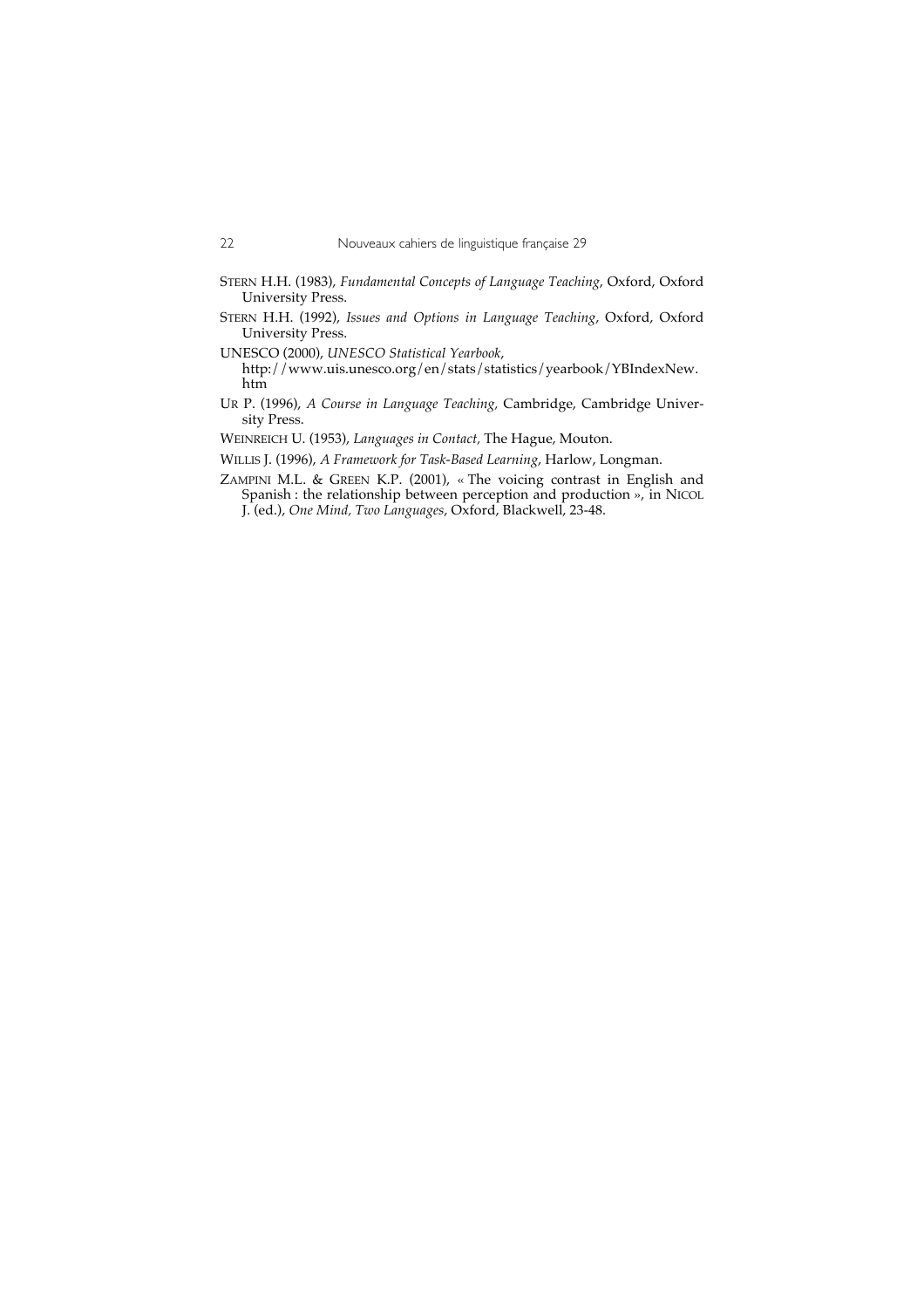STERN H.H. (1983), *Fundamental Concepts of Language Teaching*, Oxford, Oxford University Press.

STERN H.H. (1992), *Issues and Options in Language Teaching*, Oxford, Oxford University Press.

UNESCO (2000), *UNESCO Statistical Yearbook*, http://www.uis.unesco.org/en/stats/statistics/yearbook/YBIndexNew.htm

UR P. (1996), *A Course in Language Teaching*, Cambridge, Cambridge University Press.

WEINREICH U. (1953), *Languages in Contact*, The Hague, Mouton.

WILLIS J. (1996), *A Framework for Task-Based Learning*, Harlow, Longman.

ZAMPINI M.L. & GREEN K.P. (2001), « The voicing contrast in English and Spanish : the relationship between perception and production », in NICOL J. (ed.), *One Mind, Two Languages*, Oxford, Blackwell, 23-48.